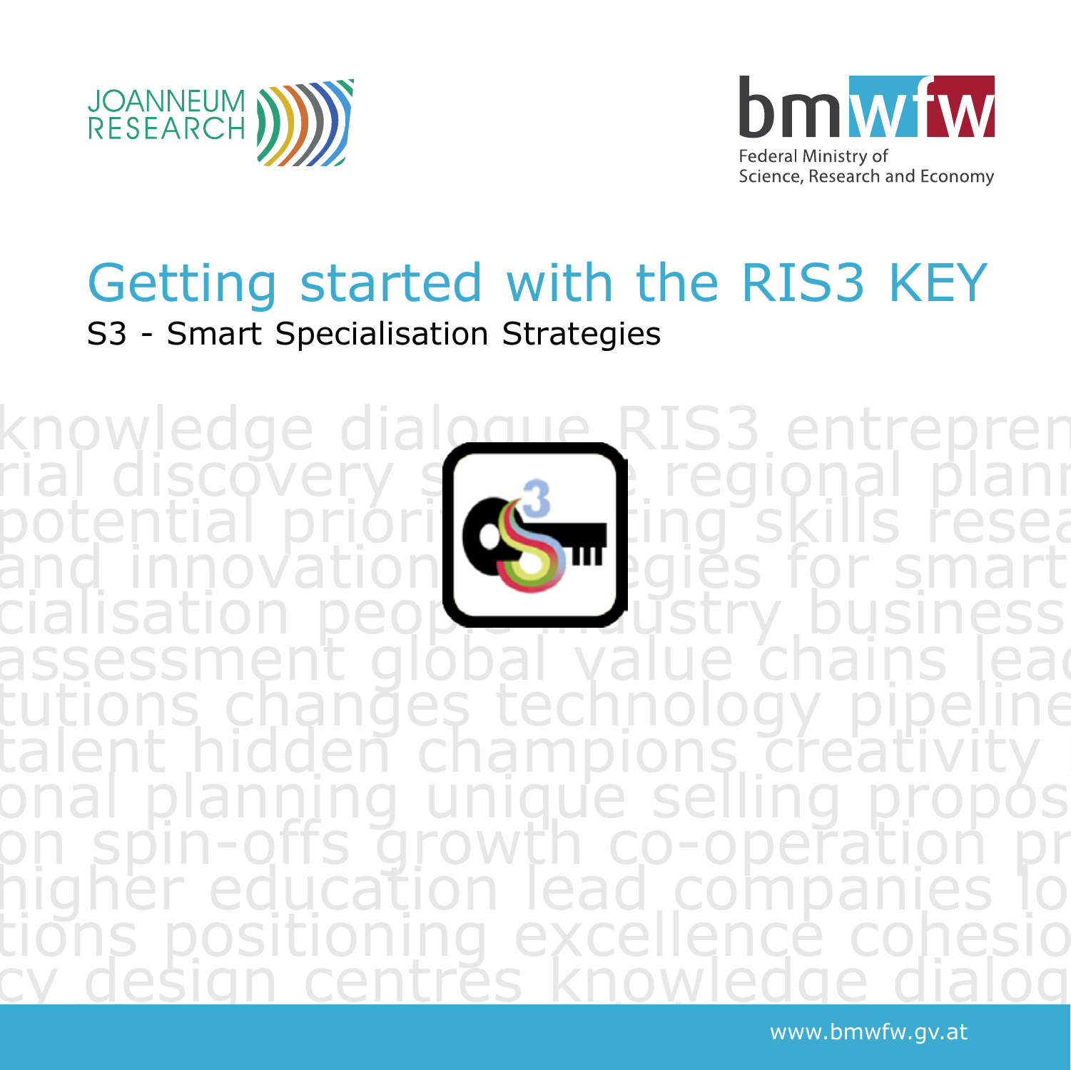JOANNEUM RESEARCH

bmwfw

Federal Ministry of
Science, Research and Economy

# Getting started with the RIS3 KEY

## S3 - Smart Specialisation Strategies

www.bmwfw.gv.at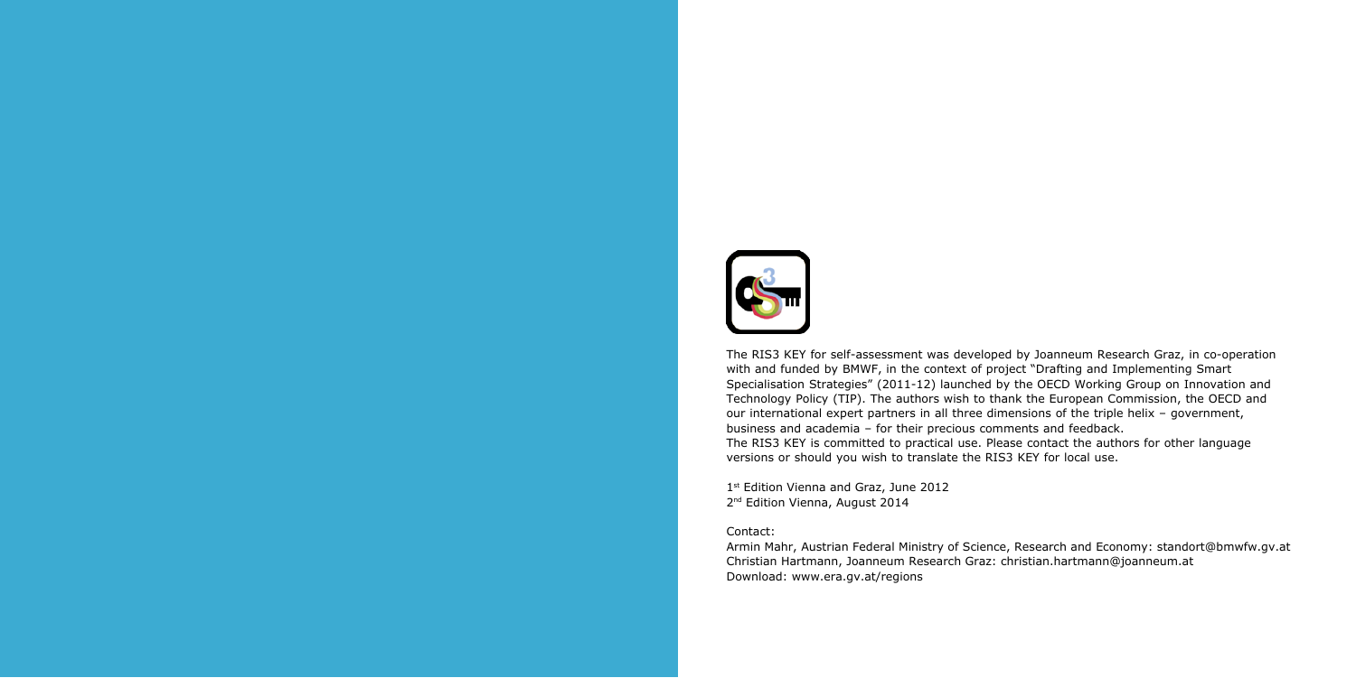The RIS3 KEY for self-assessment was developed by Joanneum Research Graz, in co-operation with and funded by BMWF, in the context of project "Drafting and Implementing Smart Specialisation Strategies" (2011-12) launched by the OECD Working Group on Innovation and Technology Policy (TIP). The authors wish to thank the European Commission, the OECD and our international expert partners in all three dimensions of the triple helix – government, business and academia – for their precious comments and feedback.
The RIS3 KEY is committed to practical use. Please contact the authors for other language versions or should you wish to translate the RIS3 KEY for local use.

1st Edition Vienna and Graz, June 2012
2nd Edition Vienna, August 2014

Contact:
Armin Mahr, Austrian Federal Ministry of Science, Research and Economy: standort@bmwfw.gv.at
Christian Hartmann, Joanneum Research Graz: christian.hartmann@joanneum.at
Download: www.era.gv.at/regions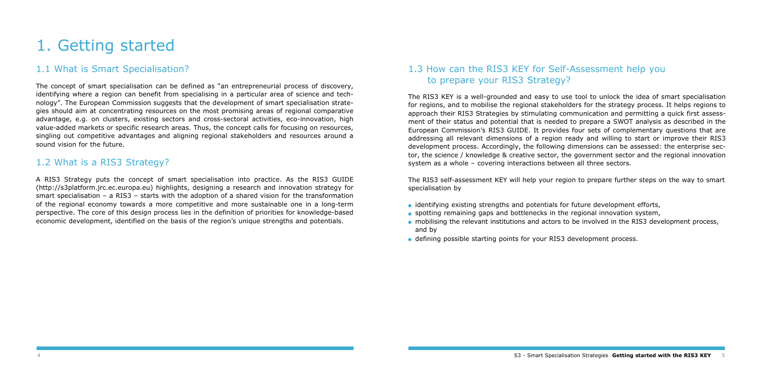# 1. Getting started

## 1.1 What is Smart Specialisation?

The concept of smart specialisation can be defined as "an entrepreneurial process of discovery, identifying where a region can benefit from specialising in a particular area of science and technology". The European Commission suggests that the development of smart specialisation strategies should aim at concentrating resources on the most promising areas of regional comparative advantage, e.g. on clusters, existing sectors and cross-sectoral activities, eco-innovation, high value-added markets or specific research areas. Thus, the concept calls for focusing on resources, singling out competitive advantages and aligning regional stakeholders and resources around a sound vision for the future.

## 1.2 What is a RIS3 Strategy?

A RIS3 Strategy puts the concept of smart specialisation into practice. As the RIS3 GUIDE (http://s3platform.jrc.ec.europa.eu) highlights, designing a research and innovation strategy for smart specialisation – a RIS3 – starts with the adoption of a shared vision for the transformation of the regional economy towards a more competitive and more sustainable one in a long-term perspective. The core of this design process lies in the definition of priorities for knowledge-based economic development, identified on the basis of the region's unique strengths and potentials.

## 1.3 How can the RIS3 KEY for Self-Assessment help you to prepare your RIS3 Strategy?

The RIS3 KEY is a well-grounded and easy to use tool to unlock the idea of smart specialisation for regions, and to mobilise the regional stakeholders for the strategy process. It helps regions to approach their RIS3 Strategies by stimulating communication and permitting a quick first assessment of their status and potential that is needed to prepare a SWOT analysis as described in the European Commission's RIS3 GUIDE. It provides four sets of complementary questions that are addressing all relevant dimensions of a region ready and willing to start or improve their RIS3 development process. Accordingly, the following dimensions can be assessed: the enterprise sector, the science / knowledge & creative sector, the government sector and the regional innovation system as a whole – covering interactions between all three sectors.

The RIS3 self-assessment KEY will help your region to prepare further steps on the way to smart specialisation by

- identifying existing strengths and potentials for future development efforts,
- spotting remaining gaps and bottlenecks in the regional innovation system,
- mobilising the relevant institutions and actors to be involved in the RIS3 development process, and by
- defining possible starting points for your RIS3 development process.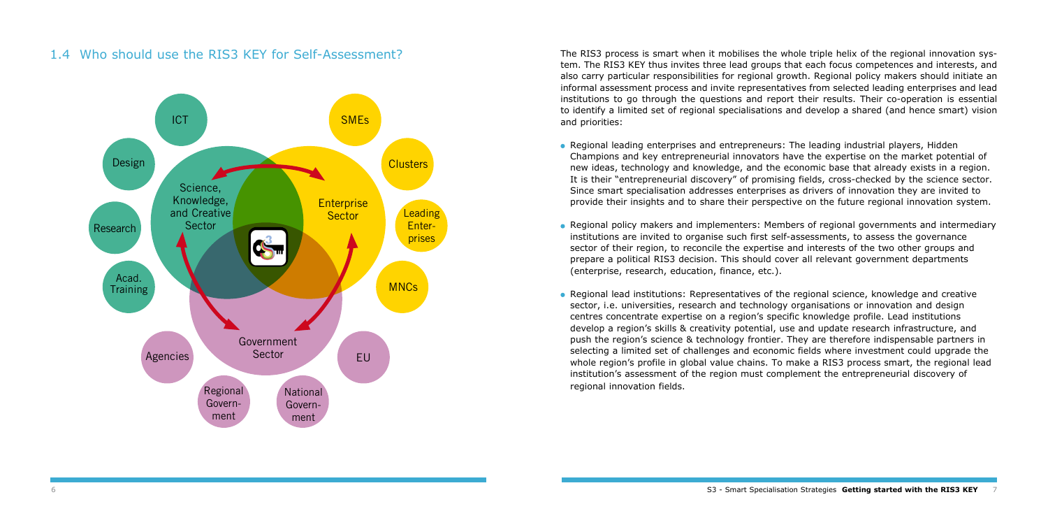## 1.4 Who should use the RIS3 KEY for Self-Assessment?

The RIS3 process is smart when it mobilises the whole triple helix of the regional innovation system. The RIS3 KEY thus invites three lead groups that each focus competences and interests, and also carry particular responsibilities for regional growth. Regional policy makers should initiate an informal assessment process and invite representatives from selected leading enterprises and lead institutions to go through the questions and report their results. Their co-operation is essential to identify a limited set of regional specialisations and develop a shared (and hence smart) vision and priorities:

- Regional leading enterprises and entrepreneurs: The leading industrial players, Hidden Champions and key entrepreneurial innovators have the expertise on the market potential of new ideas, technology and knowledge, and the economic base that already exists in a region. It is their "entrepreneurial discovery" of promising fields, cross-checked by the science sector. Since smart specialisation addresses enterprises as drivers of innovation they are invited to provide their insights and to share their perspective on the future regional innovation system.

- Regional policy makers and implementers: Members of regional governments and intermediary institutions are invited to organise such first self-assessments, to assess the governance sector of their region, to reconcile the expertise and interests of the two other groups and prepare a political RIS3 decision. This should cover all relevant government departments (enterprise, research, education, finance, etc.).

- Regional lead institutions: Representatives of the regional science, knowledge and creative sector, i.e. universities, research and technology organisations or innovation and design centres concentrate expertise on a region's specific knowledge profile. Lead institutions develop a region's skills & creativity potential, use and update research infrastructure, and push the region's science & technology frontier. They are therefore indispensable partners in selecting a limited set of challenges and economic fields where investment could upgrade the whole region's profile in global value chains. To make a RIS3 process smart, the regional lead institution's assessment of the region must complement the entrepreneurial discovery of regional innovation fields.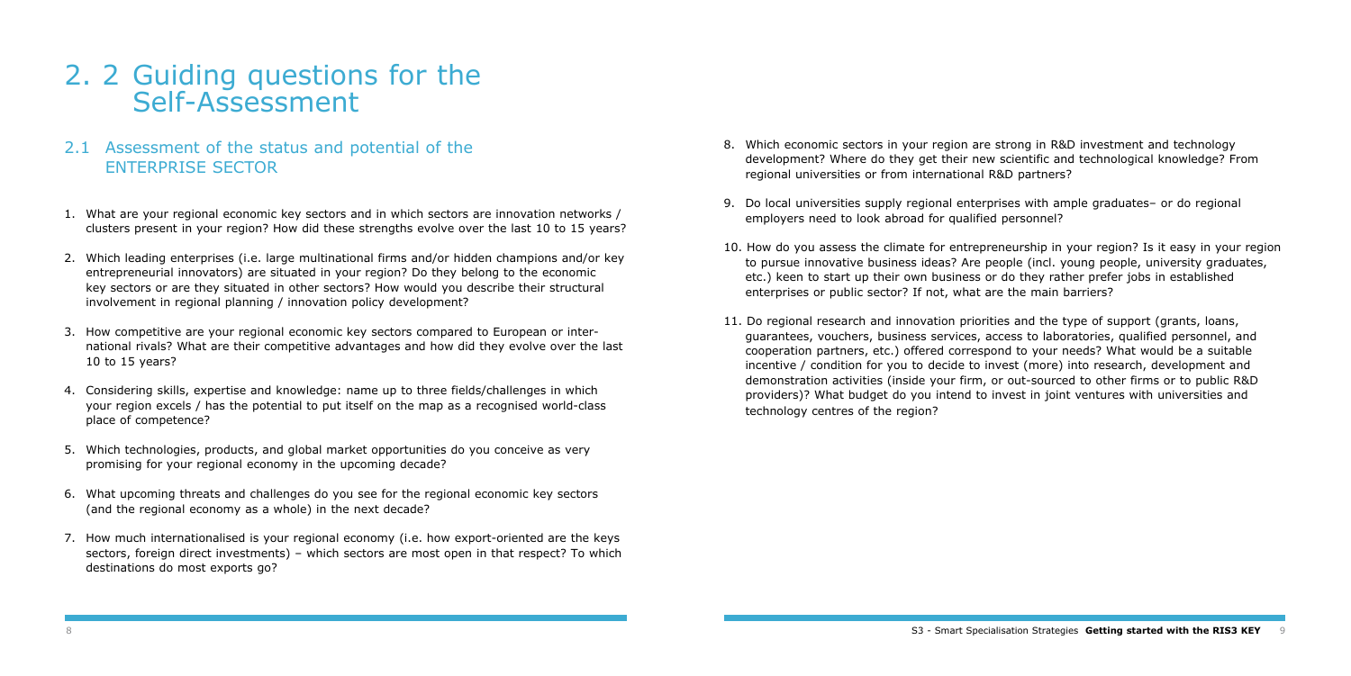# 2. 2 Guiding questions for the Self-Assessment

## 2.1 Assessment of the status and potential of the ENTERPRISE SECTOR

1. What are your regional economic key sectors and in which sectors are innovation networks / clusters present in your region? How did these strengths evolve over the last 10 to 15 years?

2. Which leading enterprises (i.e. large multinational firms and/or hidden champions and/or key entrepreneurial innovators) are situated in your region? Do they belong to the economic key sectors or are they situated in other sectors? How would you describe their structural involvement in regional planning / innovation policy development?

3. How competitive are your regional economic key sectors compared to European or international rivals? What are their competitive advantages and how did they evolve over the last 10 to 15 years?

4. Considering skills, expertise and knowledge: name up to three fields/challenges in which your region excels / has the potential to put itself on the map as a recognised world-class place of competence?

5. Which technologies, products, and global market opportunities do you conceive as very promising for your regional economy in the upcoming decade?

6. What upcoming threats and challenges do you see for the regional economic key sectors (and the regional economy as a whole) in the next decade?

7. How much internationalised is your regional economy (i.e. how export-oriented are the keys sectors, foreign direct investments) – which sectors are most open in that respect? To which destinations do most exports go?

8. Which economic sectors in your region are strong in R&D investment and technology development? Where do they get their new scientific and technological knowledge? From regional universities or from international R&D partners?

9. Do local universities supply regional enterprises with ample graduates– or do regional employers need to look abroad for qualified personnel?

10. How do you assess the climate for entrepreneurship in your region? Is it easy in your region to pursue innovative business ideas? Are people (incl. young people, university graduates, etc.) keen to start up their own business or do they rather prefer jobs in established enterprises or public sector? If not, what are the main barriers?

11. Do regional research and innovation priorities and the type of support (grants, loans, guarantees, vouchers, business services, access to laboratories, qualified personnel, and cooperation partners, etc.) offered correspond to your needs? What would be a suitable incentive / condition for you to decide to invest (more) into research, development and demonstration activities (inside your firm, or out-sourced to other firms or to public R&D providers)? What budget do you intend to invest in joint ventures with universities and technology centres of the region?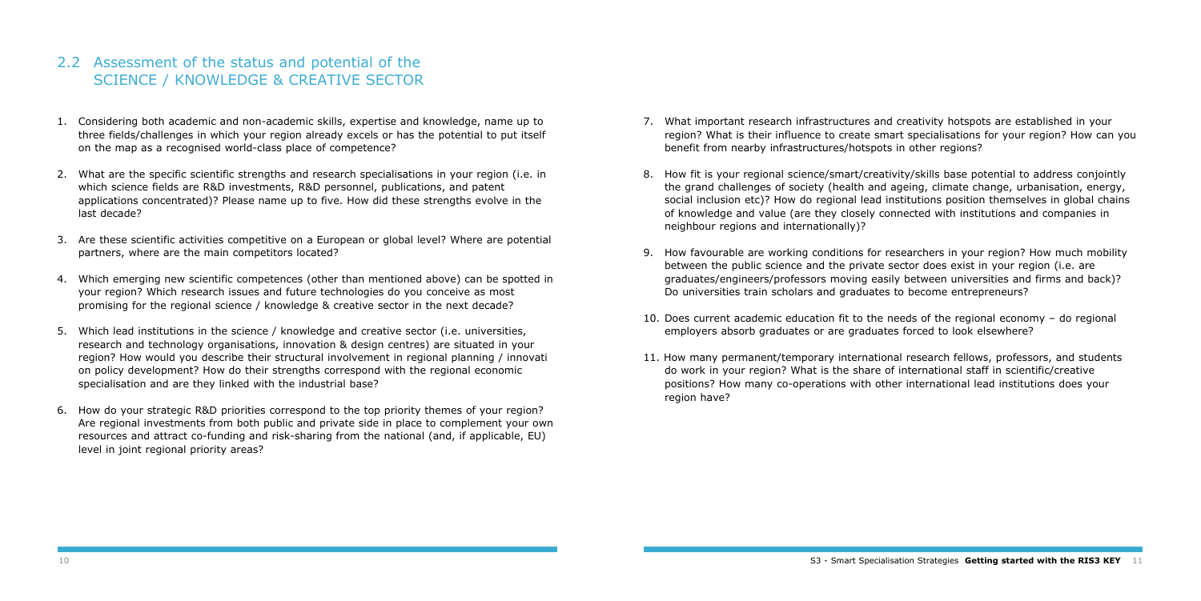## 2.2 Assessment of the status and potential of the SCIENCE / KNOWLEDGE & CREATIVE SECTOR

1. Considering both academic and non-academic skills, expertise and knowledge, name up to three fields/challenges in which your region already excels or has the potential to put itself on the map as a recognised world-class place of competence?

2. What are the specific scientific strengths and research specialisations in your region (i.e. in which science fields are R&D investments, R&D personnel, publications, and patent applications concentrated)? Please name up to five. How did these strengths evolve in the last decade?

3. Are these scientific activities competitive on a European or global level? Where are potential partners, where are the main competitors located?

4. Which emerging new scientific competences (other than mentioned above) can be spotted in your region? Which research issues and future technologies do you conceive as most promising for the regional science / knowledge & creative sector in the next decade?

5. Which lead institutions in the science / knowledge and creative sector (i.e. universities, research and technology organisations, innovation & design centres) are situated in your region? How would you describe their structural involvement in regional planning / innovati on policy development? How do their strengths correspond with the regional economic specialisation and are they linked with the industrial base?

6. How do your strategic R&D priorities correspond to the top priority themes of your region? Are regional investments from both public and private side in place to complement your own resources and attract co-funding and risk-sharing from the national (and, if applicable, EU) level in joint regional priority areas?

7. What important research infrastructures and creativity hotspots are established in your region? What is their influence to create smart specialisations for your region? How can you benefit from nearby infrastructures/hotspots in other regions?

8. How fit is your regional science/smart/creativity/skills base potential to address conjointly the grand challenges of society (health and ageing, climate change, urbanisation, energy, social inclusion etc)? How do regional lead institutions position themselves in global chains of knowledge and value (are they closely connected with institutions and companies in neighbour regions and internationally)?

9. How favourable are working conditions for researchers in your region? How much mobility between the public science and the private sector does exist in your region (i.e. are graduates/engineers/professors moving easily between universities and firms and back)? Do universities train scholars and graduates to become entrepreneurs?

10. Does current academic education fit to the needs of the regional economy – do regional employers absorb graduates or are graduates forced to look elsewhere?

11. How many permanent/temporary international research fellows, professors, and students do work in your region? What is the share of international staff in scientific/creative positions? How many co-operations with other international lead institutions does your region have?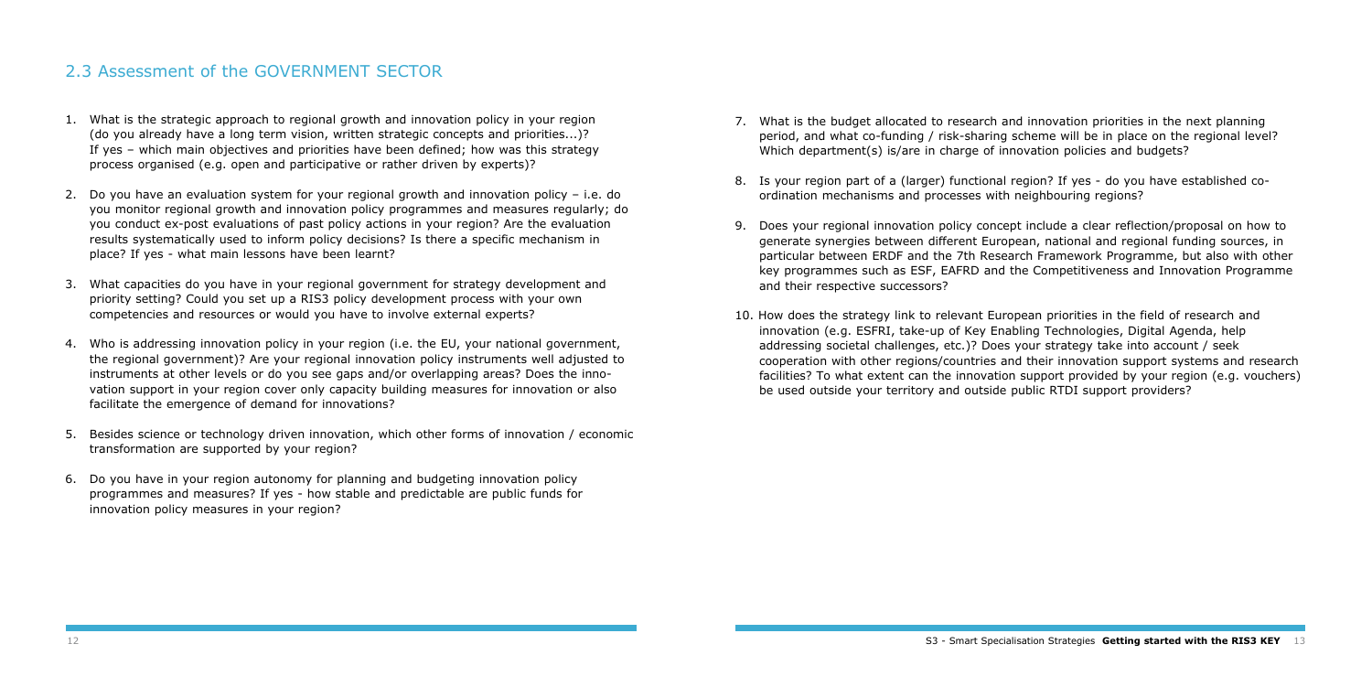## 2.3 Assessment of the GOVERNMENT SECTOR

1. What is the strategic approach to regional growth and innovation policy in your region (do you already have a long term vision, written strategic concepts and priorities...)? If yes – which main objectives and priorities have been defined; how was this strategy process organised (e.g. open and participative or rather driven by experts)?

2. Do you have an evaluation system for your regional growth and innovation policy – i.e. do you monitor regional growth and innovation policy programmes and measures regularly; do you conduct ex-post evaluations of past policy actions in your region? Are the evaluation results systematically used to inform policy decisions? Is there a specific mechanism in place? If yes - what main lessons have been learnt?

3. What capacities do you have in your regional government for strategy development and priority setting? Could you set up a RIS3 policy development process with your own competencies and resources or would you have to involve external experts?

4. Who is addressing innovation policy in your region (i.e. the EU, your national government, the regional government)? Are your regional innovation policy instruments well adjusted to instruments at other levels or do you see gaps and/or overlapping areas? Does the innovation support in your region cover only capacity building measures for innovation or also facilitate the emergence of demand for innovations?

5. Besides science or technology driven innovation, which other forms of innovation / economic transformation are supported by your region?

6. Do you have in your region autonomy for planning and budgeting innovation policy programmes and measures? If yes - how stable and predictable are public funds for innovation policy measures in your region?

7. What is the budget allocated to research and innovation priorities in the next planning period, and what co-funding / risk-sharing scheme will be in place on the regional level? Which department(s) is/are in charge of innovation policies and budgets?

8. Is your region part of a (larger) functional region? If yes - do you have established co-ordination mechanisms and processes with neighbouring regions?

9. Does your regional innovation policy concept include a clear reflection/proposal on how to generate synergies between different European, national and regional funding sources, in particular between ERDF and the 7th Research Framework Programme, but also with other key programmes such as ESF, EAFRD and the Competitiveness and Innovation Programme and their respective successors?

10. How does the strategy link to relevant European priorities in the field of research and innovation (e.g. ESFRI, take-up of Key Enabling Technologies, Digital Agenda, help addressing societal challenges, etc.)? Does your strategy take into account / seek cooperation with other regions/countries and their innovation support systems and research facilities? To what extent can the innovation support provided by your region (e.g. vouchers) be used outside your territory and outside public RTDI support providers?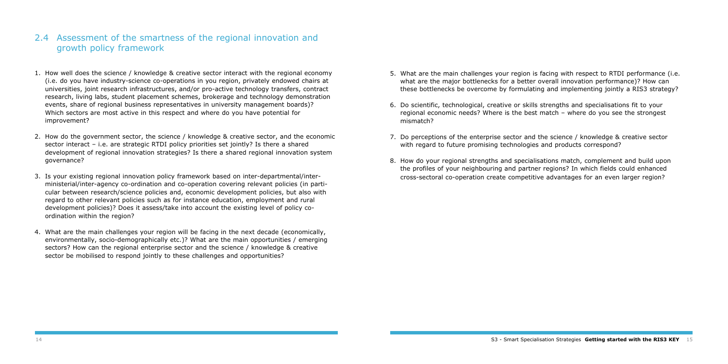## 2.4 Assessment of the smartness of the regional innovation and growth policy framework

1. How well does the science / knowledge & creative sector interact with the regional economy (i.e. do you have industry-science co-operations in you region, privately endowed chairs at universities, joint research infrastructures, and/or pro-active technology transfers, contract research, living labs, student placement schemes, brokerage and technology demonstration events, share of regional business representatives in university management boards)? Which sectors are most active in this respect and where do you have potential for improvement?

2. How do the government sector, the science / knowledge & creative sector, and the economic sector interact – i.e. are strategic RTDI policy priorities set jointly? Is there a shared development of regional innovation strategies? Is there a shared regional innovation system governance?

3. Is your existing regional innovation policy framework based on inter-departmental/inter-ministerial/inter-agency co-ordination and co-operation covering relevant policies (in particular between research/science policies and, economic development policies, but also with regard to other relevant policies such as for instance education, employment and rural development policies)? Does it assess/take into account the existing level of policy co-ordination within the region?

4. What are the main challenges your region will be facing in the next decade (economically, environmentally, socio-demographically etc.)? What are the main opportunities / emerging sectors? How can the regional enterprise sector and the science / knowledge & creative sector be mobilised to respond jointly to these challenges and opportunities?

5. What are the main challenges your region is facing with respect to RTDI performance (i.e. what are the major bottlenecks for a better overall innovation performance)? How can these bottlenecks be overcome by formulating and implementing jointly a RIS3 strategy?

6. Do scientific, technological, creative or skills strengths and specialisations fit to your regional economic needs? Where is the best match – where do you see the strongest mismatch?

7. Do perceptions of the enterprise sector and the science / knowledge & creative sector with regard to future promising technologies and products correspond?

8. How do your regional strengths and specialisations match, complement and build upon the profiles of your neighbouring and partner regions? In which fields could enhanced cross-sectoral co-operation create competitive advantages for an even larger region?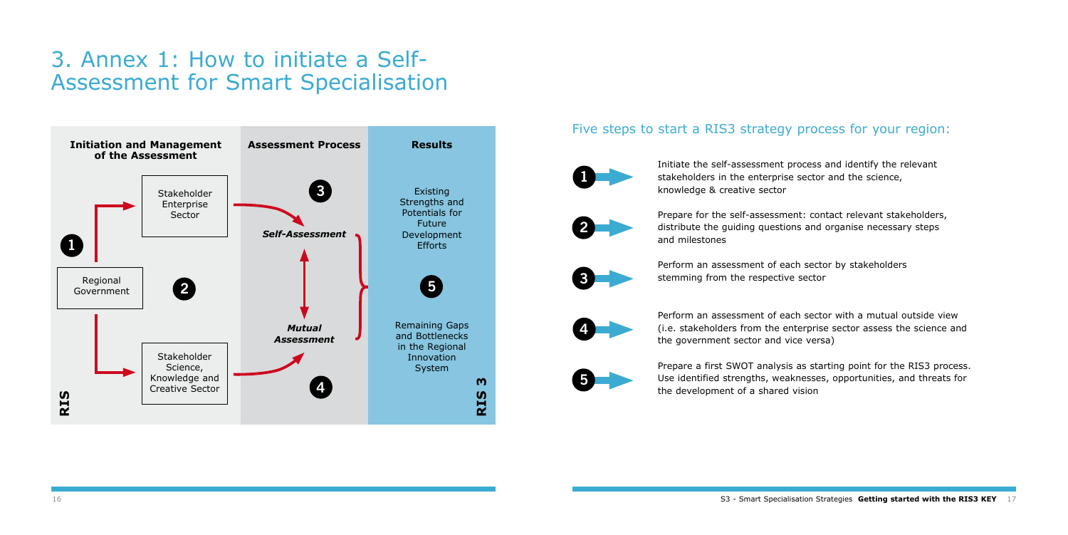# 3. Annex 1: How to initiate a Self-Assessment for Smart Specialisation

| Initiation and Management of the Assessment | Assessment Process | Results |
| --- | --- | --- |
| Stakeholder Enterprise Sector | 3 *Self-Assessment* | Existing Strengths and Potentials for Future Development Efforts |
| 1 Regional Government 2 | | 5 |
| Stakeholder Science, Knowledge and Creative Sector | *Mutual Assessment* 4 | Remaining Gaps and Bottlenecks in the Regional Innovation System |
| RIS | | RIS 3 |

## Five steps to start a RIS3 strategy process for your region:

1. Initiate the self-assessment process and identify the relevant stakeholders in the enterprise sector and the science, knowledge & creative sector

2. Prepare for the self-assessment: contact relevant stakeholders, distribute the guiding questions and organise necessary steps and milestones

3. Perform an assessment of each sector by stakeholders stemming from the respective sector

4. Perform an assessment of each sector with a mutual outside view (i.e. stakeholders from the enterprise sector assess the science and the government sector and vice versa)

5. Prepare a first SWOT analysis as starting point for the RIS3 process. Use identified strengths, weaknesses, opportunities, and threats for the development of a shared vision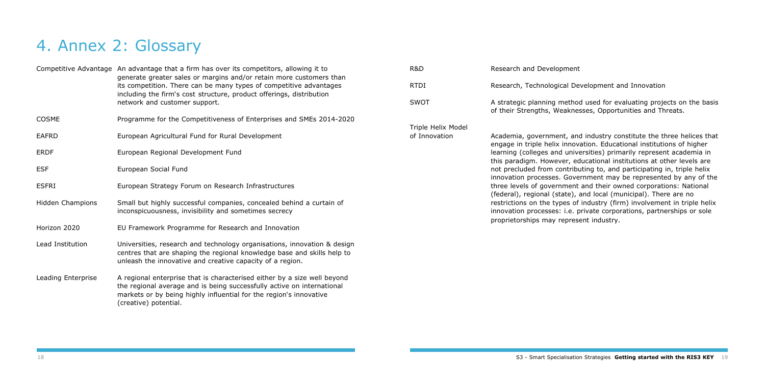# 4. Annex 2: Glossary

| | |
|---|---|
| Competitive Advantage | An advantage that a firm has over its competitors, allowing it to generate greater sales or margins and/or retain more customers than its competition. There can be many types of competitive advantages including the firm's cost structure, product offerings, distribution network and customer support. |
| COSME | Programme for the Competitiveness of Enterprises and SMEs 2014-2020 |
| EAFRD | European Agricultural Fund for Rural Development |
| ERDF | European Regional Development Fund |
| ESF | European Social Fund |
| ESFRI | European Strategy Forum on Research Infrastructures |
| Hidden Champions | Small but highly successful companies, concealed behind a curtain of inconspicuousness, invisibility and sometimes secrecy |
| Horizon 2020 | EU Framework Programme for Research and Innovation |
| Lead Institution | Universities, research and technology organisations, innovation & design centres that are shaping the regional knowledge base and skills help to unleash the innovative and creative capacity of a region. |
| Leading Enterprise | A regional enterprise that is characterised either by a size well beyond the regional average and is being successfully active on international markets or by being highly influential for the region's innovative (creative) potential. |
| R&D | Research and Development |
| RTDI | Research, Technological Development and Innovation |
| SWOT | A strategic planning method used for evaluating projects on the basis of their Strengths, Weaknesses, Opportunities and Threats. |
| Triple Helix Model of Innovation | Academia, government, and industry constitute the three helices that engage in triple helix innovation. Educational institutions of higher learning (colleges and universities) primarily represent academia in this paradigm. However, educational institutions at other levels are not precluded from contributing to, and participating in, triple helix innovation processes. Government may be represented by any of the three levels of government and their owned corporations: National (federal), regional (state), and local (municipal). There are no restrictions on the types of industry (firm) involvement in triple helix innovation processes: i.e. private corporations, partnerships or sole proprietorships may represent industry. |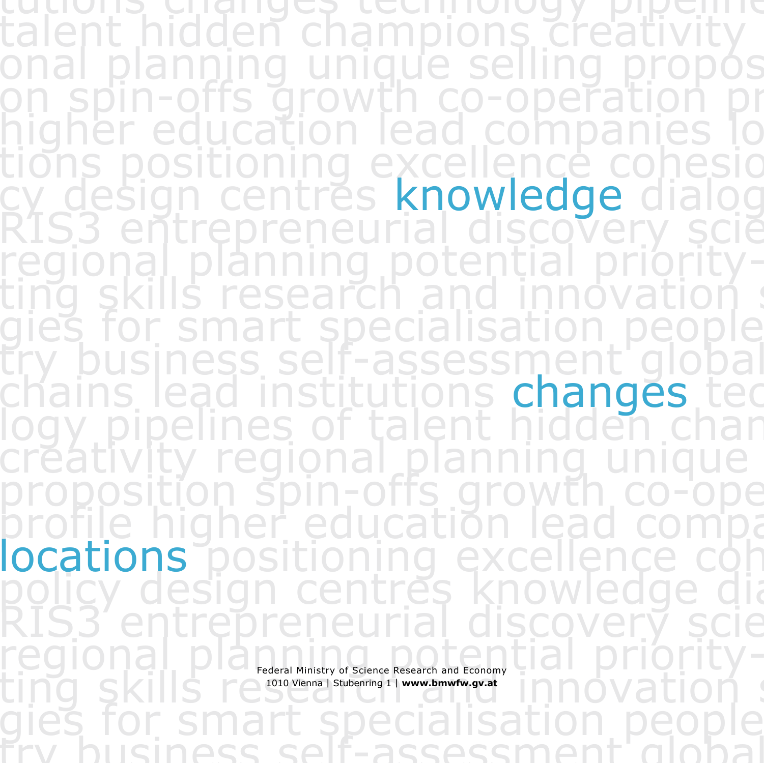knowledge

changes

locations

Federal Ministry of Science Research and Economy
1010 Vienna | Stubenring 1 | **www.bmwfw.gv.at**